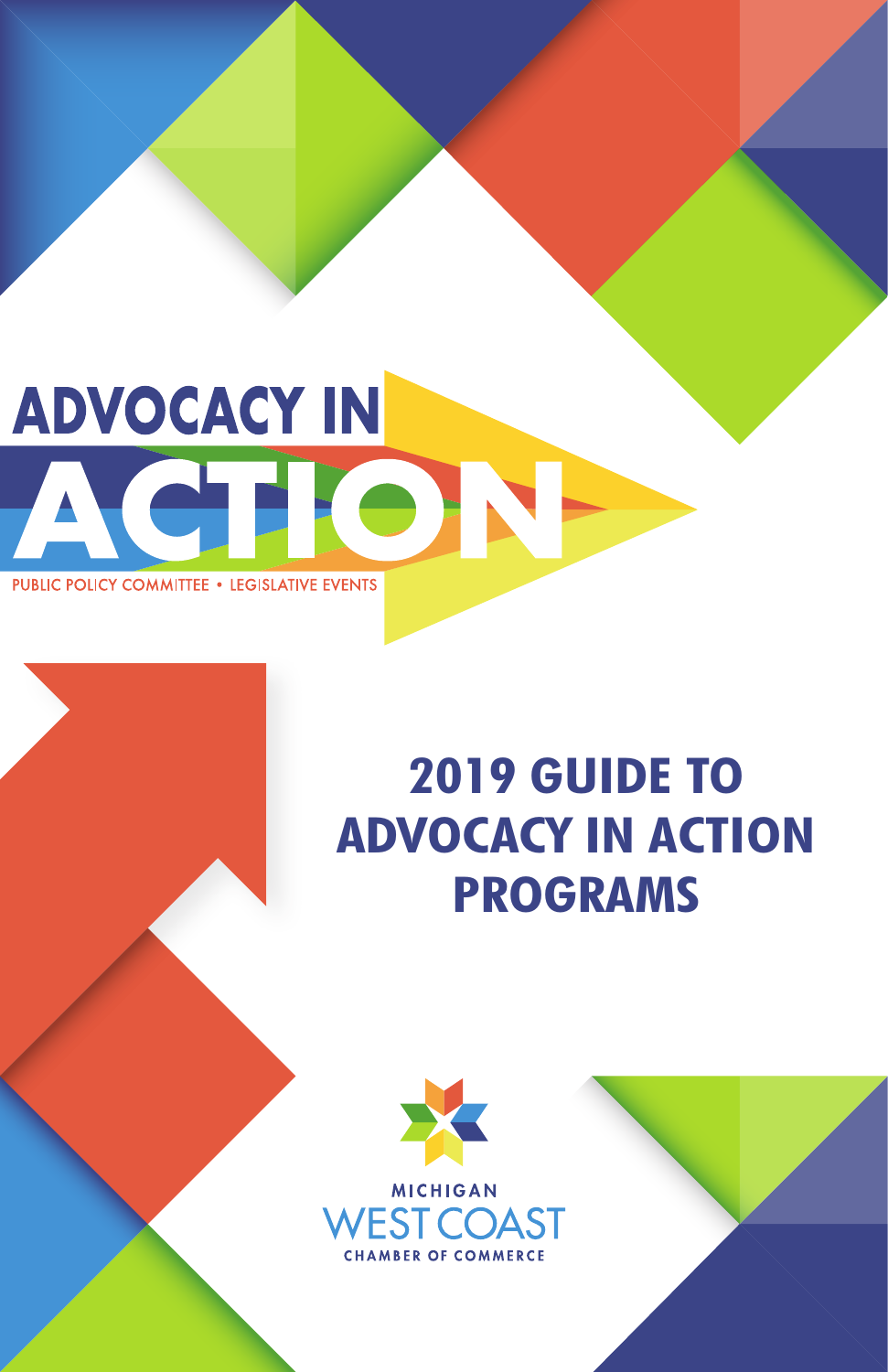# ADVOCACY IN ACTION

PUBLIC POLICY COMMITTEE • LEGISLATIVE EVENTS

## 2019 GUIDE TO ADVOCACY IN ACTION PROGRAMS

MICHIGAN WEST COAST CHAMBER OF COMMERCE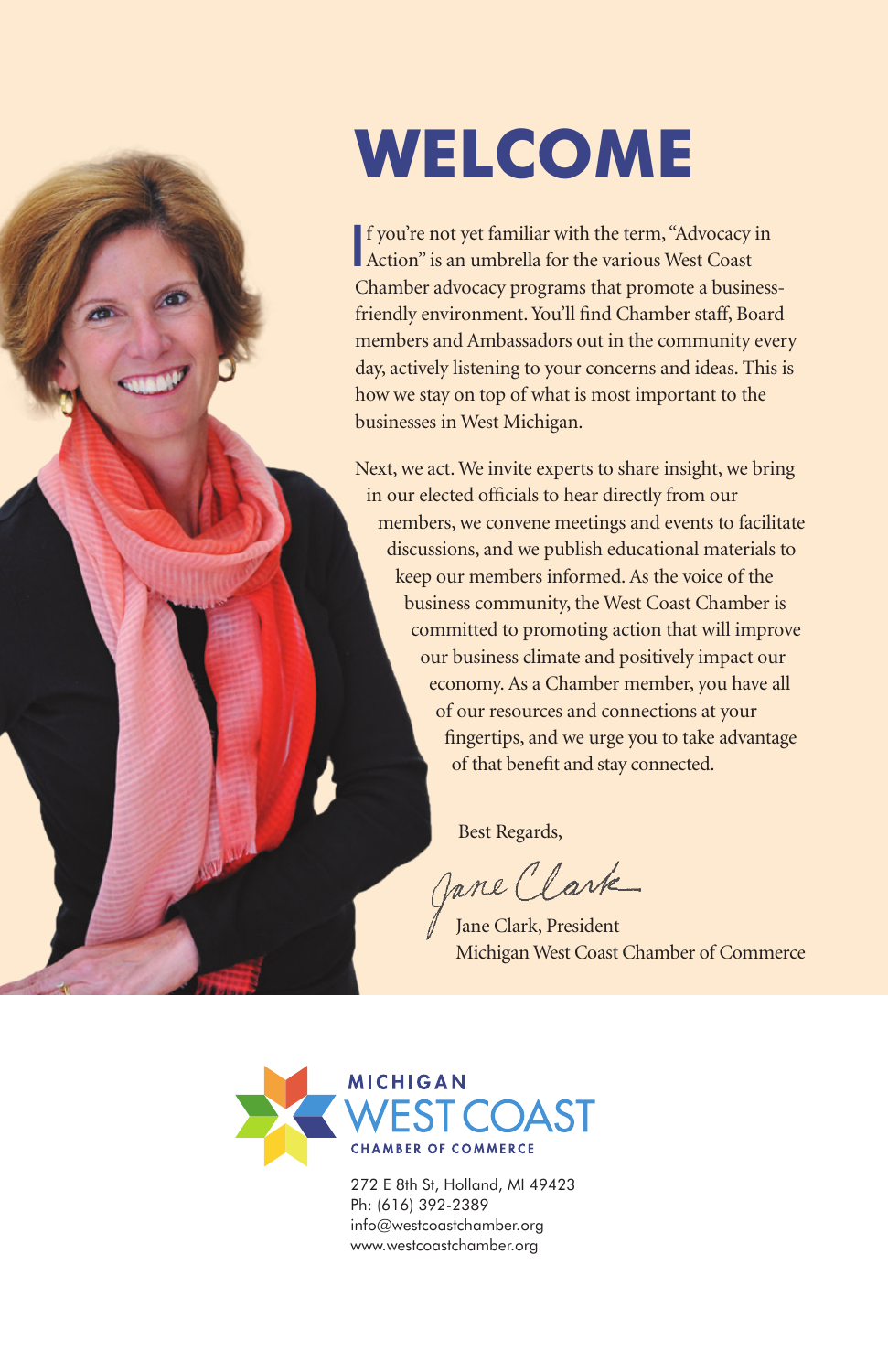# WELCOME

If you're not yet familiar with the term, "Advocacy in Action" is an umbrella for the various West Coast Chamber advocacy programs that promote a business-friendly environment. You'll find Chamber staff, Board members and Ambassadors out in the community every day, actively listening to your concerns and ideas. This is how we stay on top of what is most important to the businesses in West Michigan.

Next, we act. We invite experts to share insight, we bring in our elected officials to hear directly from our members, we convene meetings and events to facilitate discussions, and we publish educational materials to keep our members informed. As the voice of the business community, the West Coast Chamber is committed to promoting action that will improve our business climate and positively impact our economy. As a Chamber member, you have all of our resources and connections at your fingertips, and we urge you to take advantage of that benefit and stay connected.

Best Regards,

Jane Clark

Jane Clark, President
Michigan West Coast Chamber of Commerce

MICHIGAN WEST COAST CHAMBER OF COMMERCE

272 E 8th St, Holland, MI 49423
Ph: (616) 392-2389
info@westcoastchamber.org
www.westcoastchamber.org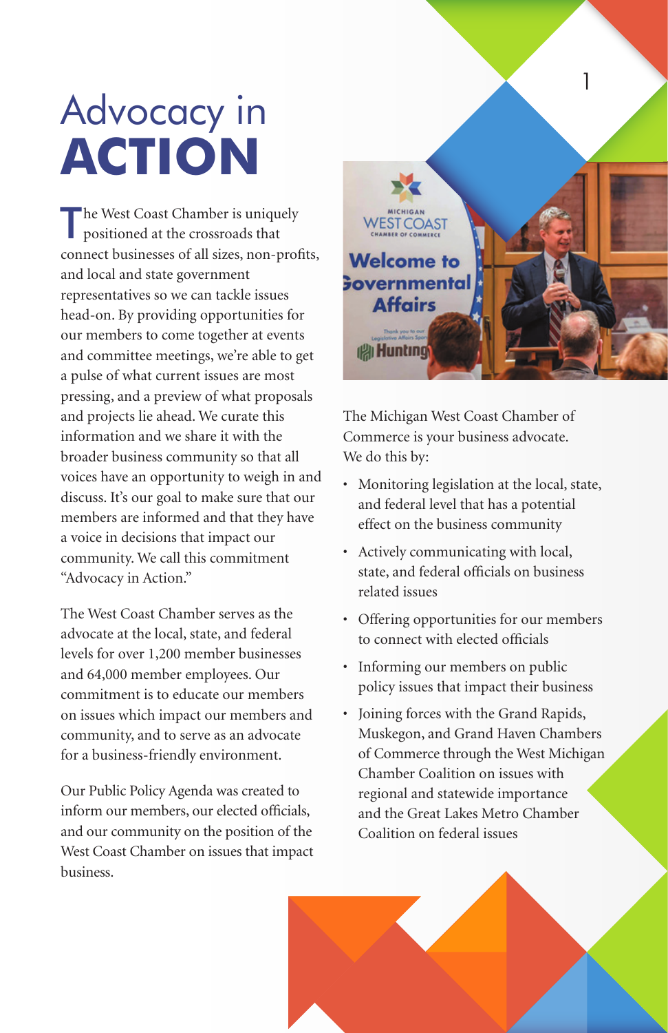# Advocacy in **ACTION**

The West Coast Chamber is uniquely positioned at the crossroads that connect businesses of all sizes, non-profits, and local and state government representatives so we can tackle issues head-on. By providing opportunities for our members to come together at events and committee meetings, we're able to get a pulse of what current issues are most pressing, and a preview of what proposals and projects lie ahead. We curate this information and we share it with the broader business community so that all voices have an opportunity to weigh in and discuss. It's our goal to make sure that our members are informed and that they have a voice in decisions that impact our community. We call this commitment "Advocacy in Action."

The West Coast Chamber serves as the advocate at the local, state, and federal levels for over 1,200 member businesses and 64,000 member employees. Our commitment is to educate our members on issues which impact our members and community, and to serve as an advocate for a business-friendly environment.

Our Public Policy Agenda was created to inform our members, our elected officials, and our community on the position of the West Coast Chamber on issues that impact business.

The Michigan West Coast Chamber of Commerce is your business advocate. We do this by:

- Monitoring legislation at the local, state, and federal level that has a potential effect on the business community
- Actively communicating with local, state, and federal officials on business related issues
- Offering opportunities for our members to connect with elected officials
- Informing our members on public policy issues that impact their business
- Joining forces with the Grand Rapids, Muskegon, and Grand Haven Chambers of Commerce through the West Michigan Chamber Coalition on issues with regional and statewide importance and the Great Lakes Metro Chamber Coalition on federal issues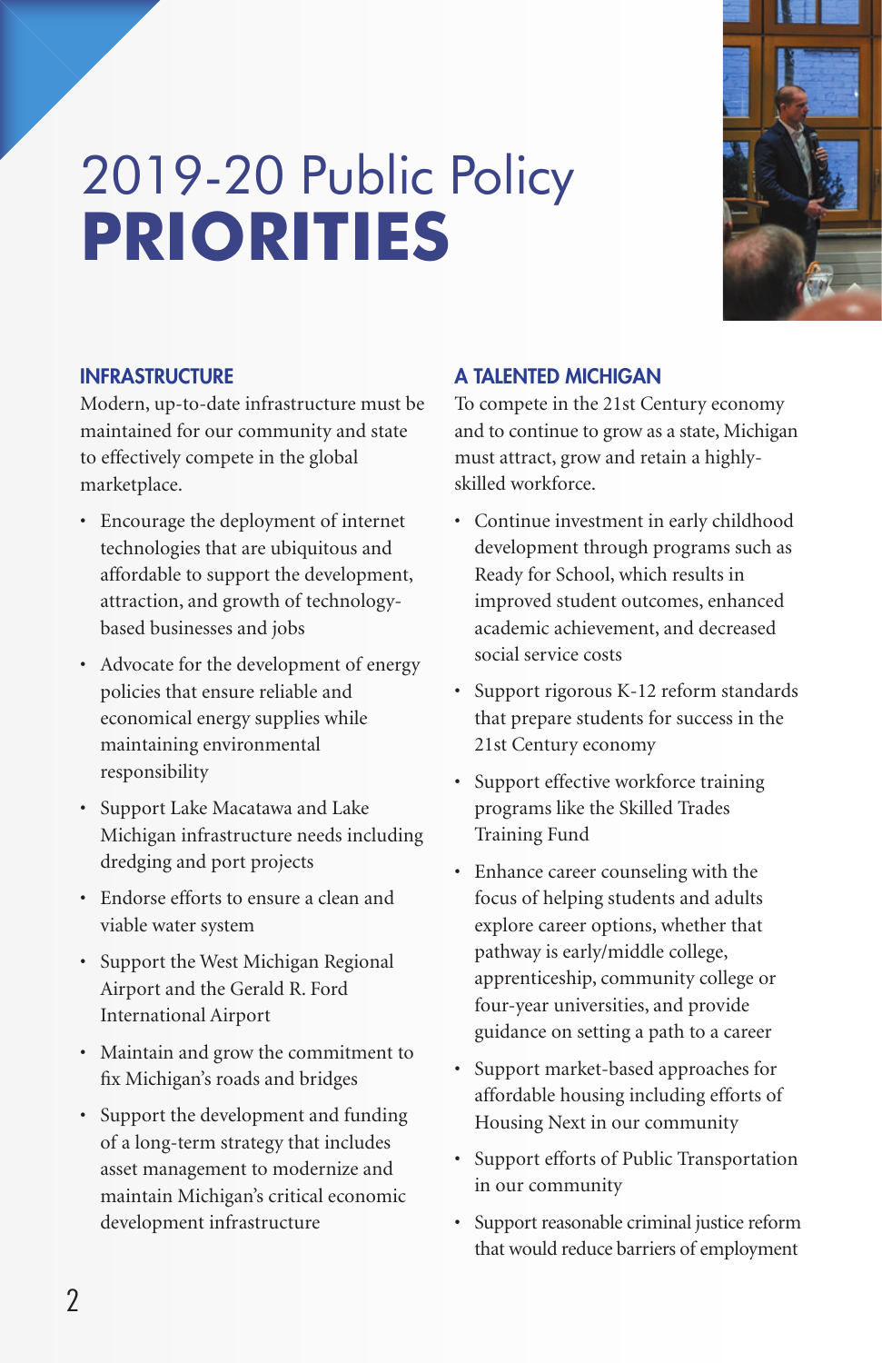# 2019-20 Public Policy **PRIORITIES**

## INFRASTRUCTURE

Modern, up-to-date infrastructure must be maintained for our community and state to effectively compete in the global marketplace.

- Encourage the deployment of internet technologies that are ubiquitous and affordable to support the development, attraction, and growth of technology-based businesses and jobs
- Advocate for the development of energy policies that ensure reliable and economical energy supplies while maintaining environmental responsibility
- Support Lake Macatawa and Lake Michigan infrastructure needs including dredging and port projects
- Endorse efforts to ensure a clean and viable water system
- Support the West Michigan Regional Airport and the Gerald R. Ford International Airport
- Maintain and grow the commitment to fix Michigan's roads and bridges
- Support the development and funding of a long-term strategy that includes asset management to modernize and maintain Michigan's critical economic development infrastructure

## A TALENTED MICHIGAN

To compete in the 21st Century economy and to continue to grow as a state, Michigan must attract, grow and retain a highly-skilled workforce.

- Continue investment in early childhood development through programs such as Ready for School, which results in improved student outcomes, enhanced academic achievement, and decreased social service costs
- Support rigorous K-12 reform standards that prepare students for success in the 21st Century economy
- Support effective workforce training programs like the Skilled Trades Training Fund
- Enhance career counseling with the focus of helping students and adults explore career options, whether that pathway is early/middle college, apprenticeship, community college or four-year universities, and provide guidance on setting a path to a career
- Support market-based approaches for affordable housing including efforts of Housing Next in our community
- Support efforts of Public Transportation in our community
- Support reasonable criminal justice reform that would reduce barriers of employment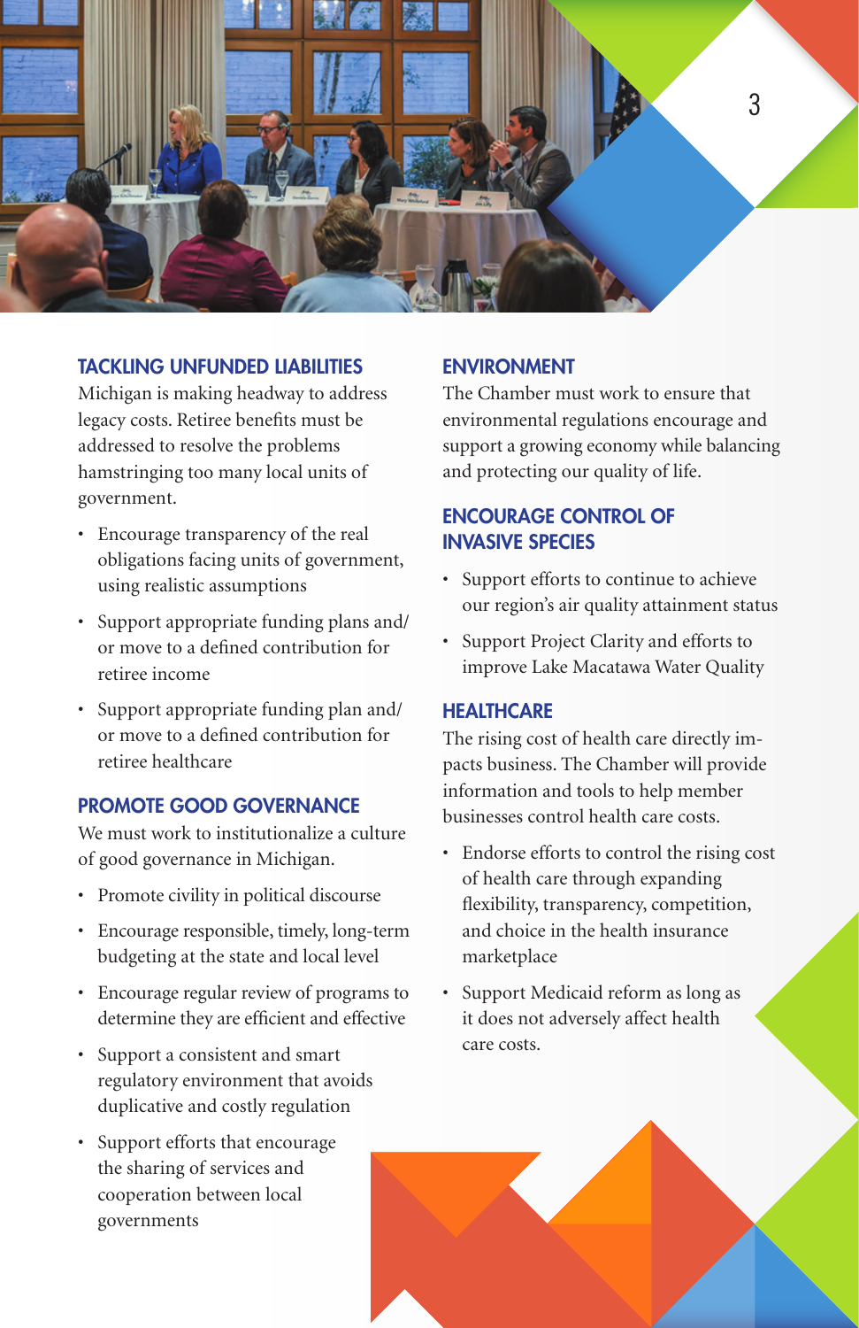## TACKLING UNFUNDED LIABILITIES

Michigan is making headway to address legacy costs. Retiree benefits must be addressed to resolve the problems hamstringing too many local units of government.

- Encourage transparency of the real obligations facing units of government, using realistic assumptions
- Support appropriate funding plans and/or move to a defined contribution for retiree income
- Support appropriate funding plan and/or move to a defined contribution for retiree healthcare

## PROMOTE GOOD GOVERNANCE

We must work to institutionalize a culture of good governance in Michigan.

- Promote civility in political discourse
- Encourage responsible, timely, long-term budgeting at the state and local level
- Encourage regular review of programs to determine they are efficient and effective
- Support a consistent and smart regulatory environment that avoids duplicative and costly regulation
- Support efforts that encourage the sharing of services and cooperation between local governments

## ENVIRONMENT

The Chamber must work to ensure that environmental regulations encourage and support a growing economy while balancing and protecting our quality of life.

## ENCOURAGE CONTROL OF INVASIVE SPECIES

- Support efforts to continue to achieve our region's air quality attainment status
- Support Project Clarity and efforts to improve Lake Macatawa Water Quality

## HEALTHCARE

The rising cost of health care directly impacts business. The Chamber will provide information and tools to help member businesses control health care costs.

- Endorse efforts to control the rising cost of health care through expanding flexibility, transparency, competition, and choice in the health insurance marketplace
- Support Medicaid reform as long as it does not adversely affect health care costs.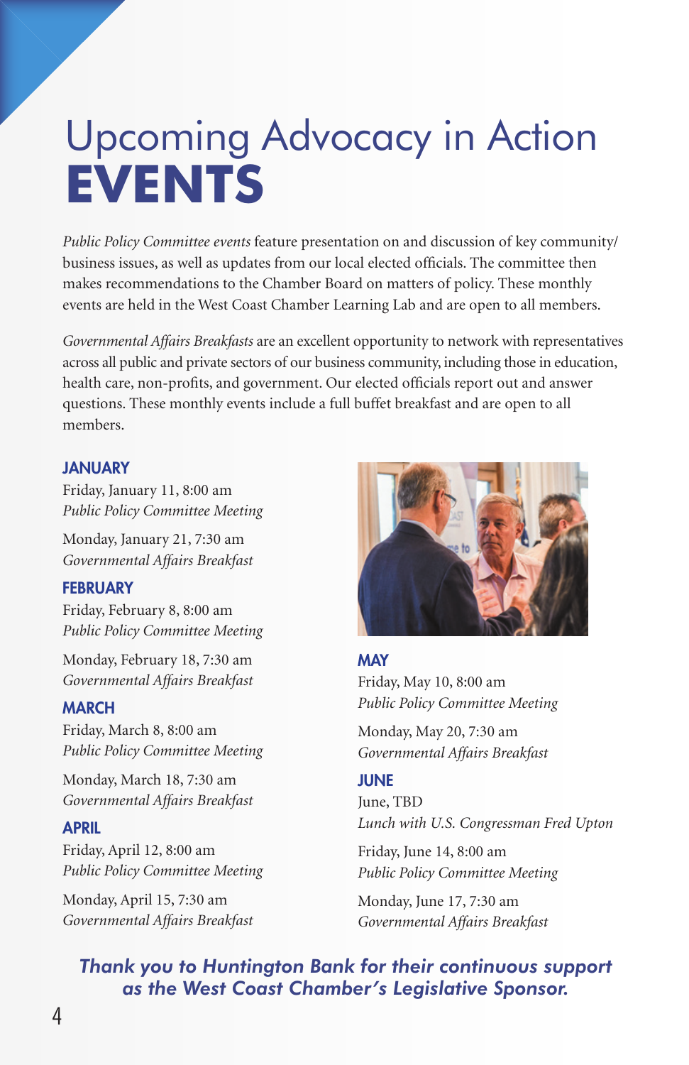# Upcoming Advocacy in Action **EVENTS**

*Public Policy Committee events* feature presentation on and discussion of key community/business issues, as well as updates from our local elected officials. The committee then makes recommendations to the Chamber Board on matters of policy. These monthly events are held in the West Coast Chamber Learning Lab and are open to all members.

*Governmental Affairs Breakfasts* are an excellent opportunity to network with representatives across all public and private sectors of our business community, including those in education, health care, non-profits, and government. Our elected officials report out and answer questions. These monthly events include a full buffet breakfast and are open to all members.

### JANUARY

Friday, January 11, 8:00 am
*Public Policy Committee Meeting*

Monday, January 21, 7:30 am
*Governmental Affairs Breakfast*

### FEBRUARY

Friday, February 8, 8:00 am
*Public Policy Committee Meeting*

Monday, February 18, 7:30 am
*Governmental Affairs Breakfast*

### MARCH

Friday, March 8, 8:00 am
*Public Policy Committee Meeting*

Monday, March 18, 7:30 am
*Governmental Affairs Breakfast*

### APRIL

Friday, April 12, 8:00 am
*Public Policy Committee Meeting*

Monday, April 15, 7:30 am
*Governmental Affairs Breakfast*

### MAY

Friday, May 10, 8:00 am
*Public Policy Committee Meeting*

Monday, May 20, 7:30 am
*Governmental Affairs Breakfast*

### JUNE

June, TBD
*Lunch with U.S. Congressman Fred Upton*

Friday, June 14, 8:00 am
*Public Policy Committee Meeting*

Monday, June 17, 7:30 am
*Governmental Affairs Breakfast*

***Thank you to Huntington Bank for their continuous support as the West Coast Chamber's Legislative Sponsor.***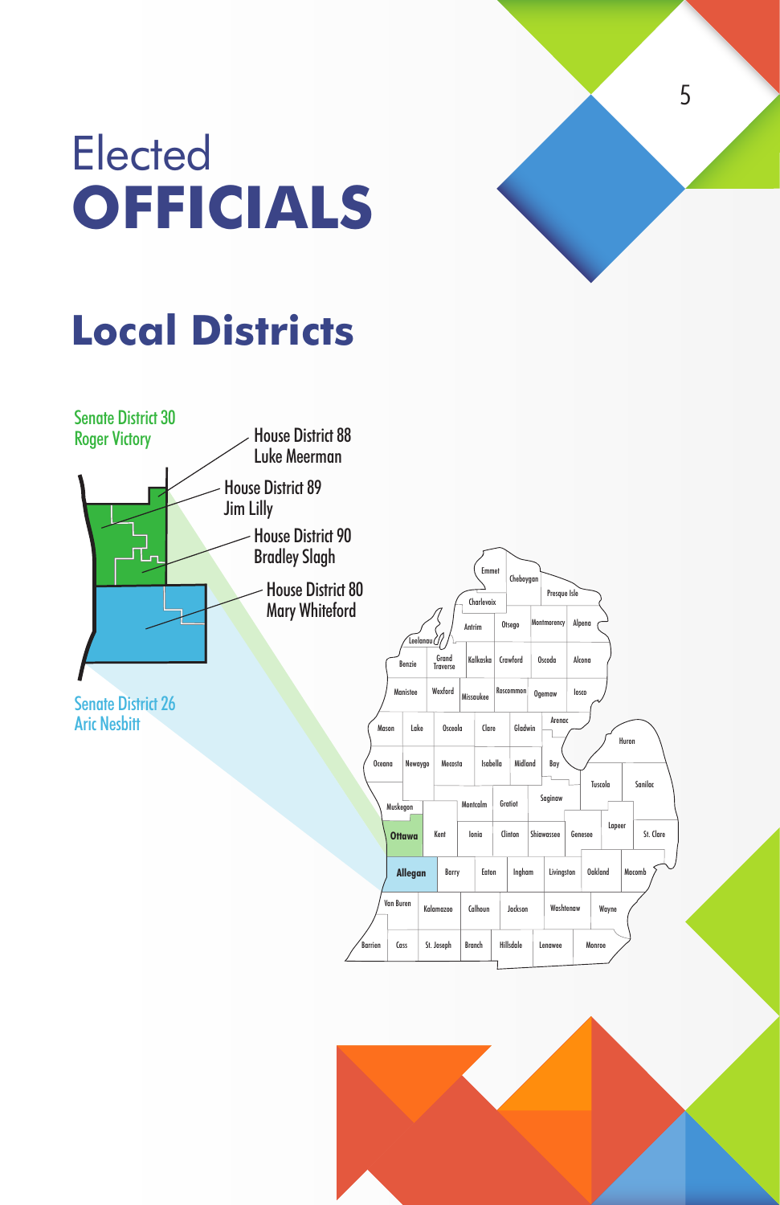# Elected **OFFICIALS**

## Local Districts

Senate District 30
Roger Victory

House District 88
Luke Meerman

House District 89
Jim Lilly

House District 90
Bradley Slagh

House District 80
Mary Whiteford

Senate District 26
Aric Nesbitt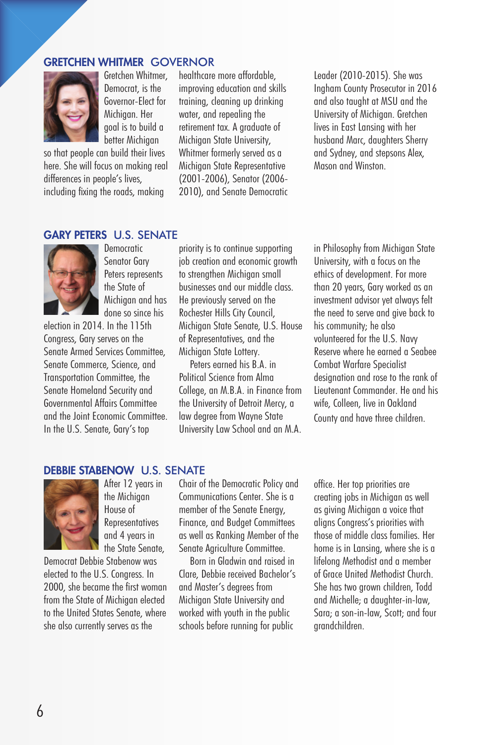## GRETCHEN WHITMER GOVERNOR

Gretchen Whitmer, Democrat, is the Governor-Elect for Michigan. Her goal is to build a better Michigan so that people can build their lives here. She will focus on making real differences in people's lives, including fixing the roads, making healthcare more affordable, improving education and skills training, cleaning up drinking water, and repealing the retirement tax. A graduate of Michigan State University, Whitmer formerly served as a Michigan State Representative (2001-2006), Senator (2006-2010), and Senate Democratic Leader (2010-2015). She was Ingham County Prosecutor in 2016 and also taught at MSU and the University of Michigan. Gretchen lives in East Lansing with her husband Marc, daughters Sherry and Sydney, and stepsons Alex, Mason and Winston.

## GARY PETERS U.S. SENATE

Democratic Senator Gary Peters represents the State of Michigan and has done so since his election in 2014. In the 115th Congress, Gary serves on the Senate Armed Services Committee, Senate Commerce, Science, and Transportation Committee, the Senate Homeland Security and Governmental Affairs Committee and the Joint Economic Committee. In the U.S. Senate, Gary's top priority is to continue supporting job creation and economic growth to strengthen Michigan small businesses and our middle class. He previously served on the Rochester Hills City Council, Michigan State Senate, U.S. House of Representatives, and the Michigan State Lottery.

Peters earned his B.A. in Political Science from Alma College, an M.B.A. in Finance from the University of Detroit Mercy, a law degree from Wayne State University Law School and an M.A. in Philosophy from Michigan State University, with a focus on the ethics of development. For more than 20 years, Gary worked as an investment advisor yet always felt the need to serve and give back to his community; he also volunteered for the U.S. Navy Reserve where he earned a Seabee Combat Warfare Specialist designation and rose to the rank of Lieutenant Commander. He and his wife, Colleen, live in Oakland County and have three children.

## DEBBIE STABENOW U.S. SENATE

After 12 years in the Michigan House of Representatives and 4 years in the State Senate, Democrat Debbie Stabenow was elected to the U.S. Congress. In 2000, she became the first woman from the State of Michigan elected to the United States Senate, where she also currently serves as the Chair of the Democratic Policy and Communications Center. She is a member of the Senate Energy, Finance, and Budget Committees as well as Ranking Member of the Senate Agriculture Committee.

Born in Gladwin and raised in Clare, Debbie received Bachelor's and Master's degrees from Michigan State University and worked with youth in the public schools before running for public office. Her top priorities are creating jobs in Michigan as well as giving Michigan a voice that aligns Congress's priorities with those of middle class families. Her home is in Lansing, where she is a lifelong Methodist and a member of Grace United Methodist Church. She has two grown children, Todd and Michelle; a daughter-in-law, Sara; a son-in-law, Scott; and four grandchildren.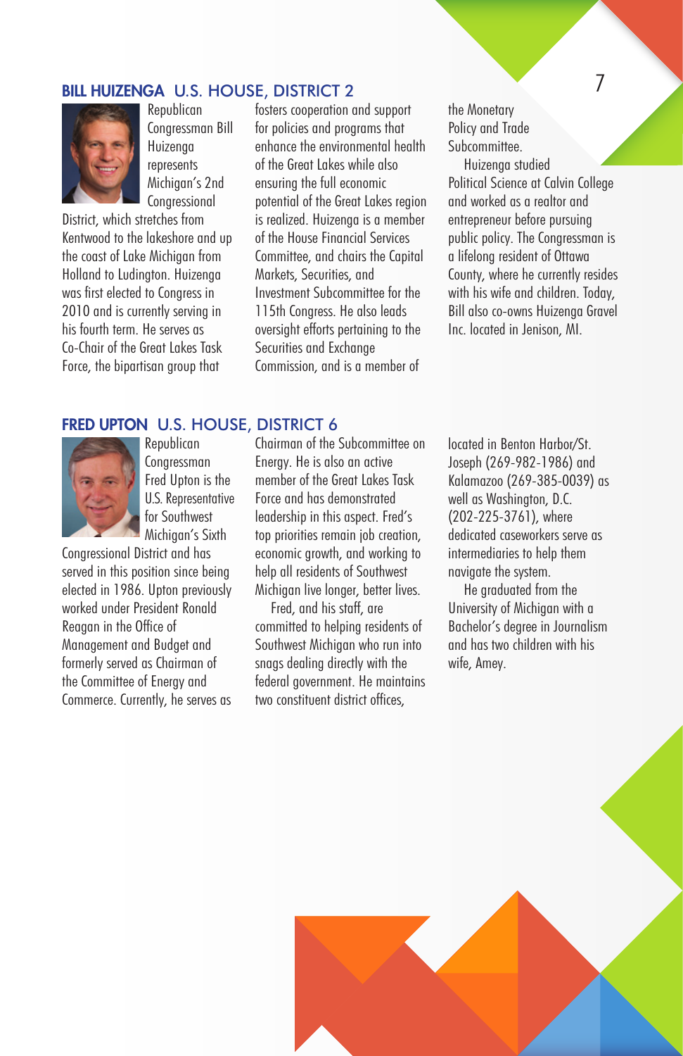## BILL HUIZENGA U.S. HOUSE, DISTRICT 2

Republican Congressman Bill Huizenga represents Michigan's 2nd Congressional District, which stretches from Kentwood to the lakeshore and up the coast of Lake Michigan from Holland to Ludington. Huizenga was first elected to Congress in 2010 and is currently serving in his fourth term. He serves as Co-Chair of the Great Lakes Task Force, the bipartisan group that fosters cooperation and support for policies and programs that enhance the environmental health of the Great Lakes while also ensuring the full economic potential of the Great Lakes region is realized. Huizenga is a member of the House Financial Services Committee, and chairs the Capital Markets, Securities, and Investment Subcommittee for the 115th Congress. He also leads oversight efforts pertaining to the Securities and Exchange Commission, and is a member of the Monetary Policy and Trade Subcommittee.

Huizenga studied Political Science at Calvin College and worked as a realtor and entrepreneur before pursuing public policy. The Congressman is a lifelong resident of Ottawa County, where he currently resides with his wife and children. Today, Bill also co-owns Huizenga Gravel Inc. located in Jenison, MI.

## FRED UPTON U.S. HOUSE, DISTRICT 6

Republican Congressman Fred Upton is the U.S. Representative for Southwest Michigan's Sixth Congressional District and has served in this position since being elected in 1986. Upton previously worked under President Ronald Reagan in the Office of Management and Budget and formerly served as Chairman of the Committee of Energy and Commerce. Currently, he serves as Chairman of the Subcommittee on Energy. He is also an active member of the Great Lakes Task Force and has demonstrated leadership in this aspect. Fred's top priorities remain job creation, economic growth, and working to help all residents of Southwest Michigan live longer, better lives.

Fred, and his staff, are committed to helping residents of Southwest Michigan who run into snags dealing directly with the federal government. He maintains two constituent district offices, located in Benton Harbor/St. Joseph (269-982-1986) and Kalamazoo (269-385-0039) as well as Washington, D.C. (202-225-3761), where dedicated caseworkers serve as intermediaries to help them navigate the system.

He graduated from the University of Michigan with a Bachelor's degree in Journalism and has two children with his wife, Amey.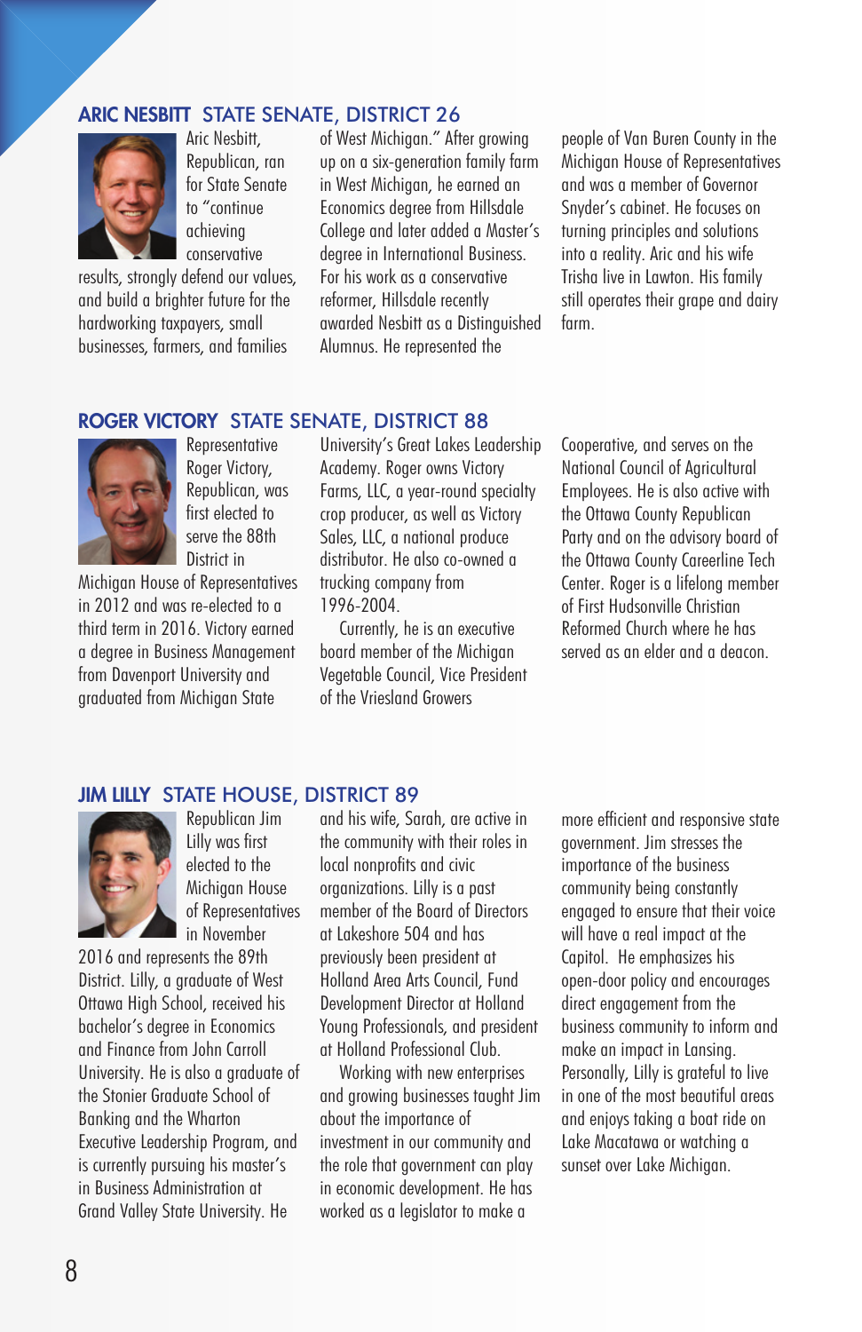## ARIC NESBITT STATE SENATE, DISTRICT 26

Aric Nesbitt, Republican, ran for State Senate to "continue achieving conservative results, strongly defend our values, and build a brighter future for the hardworking taxpayers, small businesses, farmers, and families of West Michigan." After growing up on a six-generation family farm in West Michigan, he earned an Economics degree from Hillsdale College and later added a Master's degree in International Business. For his work as a conservative reformer, Hillsdale recently awarded Nesbitt as a Distinguished Alumnus. He represented the people of Van Buren County in the Michigan House of Representatives and was a member of Governor Snyder's cabinet. He focuses on turning principles and solutions into a reality. Aric and his wife Trisha live in Lawton. His family still operates their grape and dairy farm.

## ROGER VICTORY STATE SENATE, DISTRICT 88

Representative Roger Victory, Republican, was first elected to serve the 88th District in Michigan House of Representatives in 2012 and was re-elected to a third term in 2016. Victory earned a degree in Business Management from Davenport University and graduated from Michigan State University's Great Lakes Leadership Academy. Roger owns Victory Farms, LLC, a year-round specialty crop producer, as well as Victory Sales, LLC, a national produce distributor. He also co-owned a trucking company from 1996-2004.

Currently, he is an executive board member of the Michigan Vegetable Council, Vice President of the Vriesland Growers Cooperative, and serves on the National Council of Agricultural Employees. He is also active with the Ottawa County Republican Party and on the advisory board of the Ottawa County Careerline Tech Center. Roger is a lifelong member of First Hudsonville Christian Reformed Church where he has served as an elder and a deacon.

## JIM LILLY STATE HOUSE, DISTRICT 89

Republican Jim Lilly was first elected to the Michigan House of Representatives in November 2016 and represents the 89th District. Lilly, a graduate of West Ottawa High School, received his bachelor's degree in Economics and Finance from John Carroll University. He is also a graduate of the Stonier Graduate School of Banking and the Wharton Executive Leadership Program, and is currently pursuing his master's in Business Administration at Grand Valley State University. He and his wife, Sarah, are active in the community with their roles in local nonprofits and civic organizations. Lilly is a past member of the Board of Directors at Lakeshore 504 and has previously been president at Holland Area Arts Council, Fund Development Director at Holland Young Professionals, and president at Holland Professional Club.

Working with new enterprises and growing businesses taught Jim about the importance of investment in our community and the role that government can play in economic development. He has worked as a legislator to make a more efficient and responsive state government. Jim stresses the importance of the business community being constantly engaged to ensure that their voice will have a real impact at the Capitol. He emphasizes his open-door policy and encourages direct engagement from the business community to inform and make an impact in Lansing. Personally, Lilly is grateful to live in one of the most beautiful areas and enjoys taking a boat ride on Lake Macatawa or watching a sunset over Lake Michigan.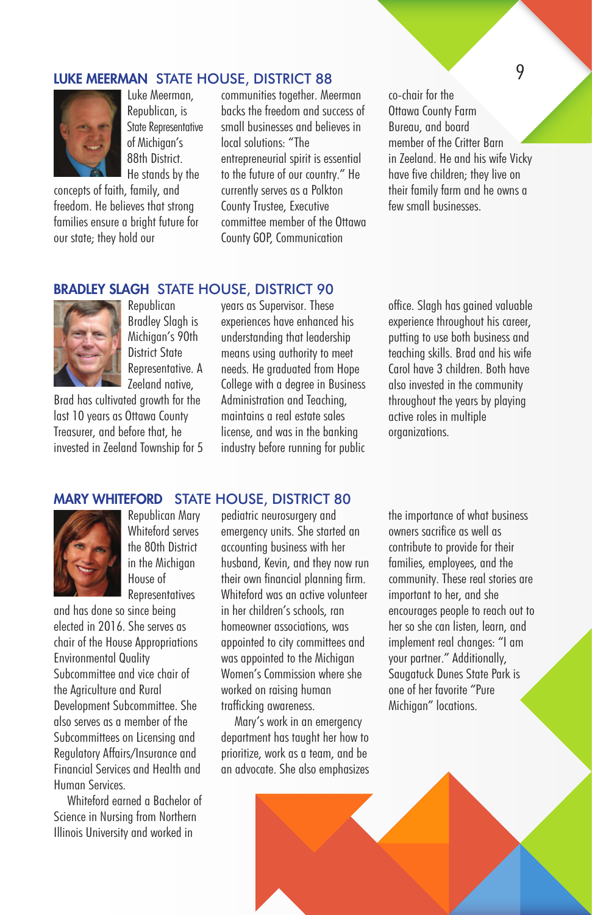## LUKE MEERMAN STATE HOUSE, DISTRICT 88

Luke Meerman, Republican, is State Representative of Michigan's 88th District. He stands by the concepts of faith, family, and freedom. He believes that strong families ensure a bright future for our state; they hold our communities together. Meerman backs the freedom and success of small businesses and believes in local solutions: "The entrepreneurial spirit is essential to the future of our country." He currently serves as a Polkton County Trustee, Executive committee member of the Ottawa County GOP, Communication co-chair for the Ottawa County Farm Bureau, and board member of the Critter Barn in Zeeland. He and his wife Vicky have five children; they live on their family farm and he owns a few small businesses.

## BRADLEY SLAGH STATE HOUSE, DISTRICT 90

Republican Bradley Slagh is Michigan's 90th District State Representative. A Zeeland native, Brad has cultivated growth for the last 10 years as Ottawa County Treasurer, and before that, he invested in Zeeland Township for 5 years as Supervisor. These experiences have enhanced his understanding that leadership means using authority to meet needs. He graduated from Hope College with a degree in Business Administration and Teaching, maintains a real estate sales license, and was in the banking industry before running for public office. Slagh has gained valuable experience throughout his career, putting to use both business and teaching skills. Brad and his wife Carol have 3 children. Both have also invested in the community throughout the years by playing active roles in multiple organizations.

## MARY WHITEFORD STATE HOUSE, DISTRICT 80

Republican Mary Whiteford serves the 80th District in the Michigan House of Representatives and has done so since being elected in 2016. She serves as chair of the House Appropriations Environmental Quality Subcommittee and vice chair of the Agriculture and Rural Development Subcommittee. She also serves as a member of the Subcommittees on Licensing and Regulatory Affairs/Insurance and Financial Services and Health and Human Services.

Whiteford earned a Bachelor of Science in Nursing from Northern Illinois University and worked in pediatric neurosurgery and emergency units. She started an accounting business with her husband, Kevin, and they now run their own financial planning firm. Whiteford was an active volunteer in her children's schools, ran homeowner associations, was appointed to city committees and was appointed to the Michigan Women's Commission where she worked on raising human trafficking awareness.

Mary's work in an emergency department has taught her how to prioritize, work as a team, and be an advocate. She also emphasizes the importance of what business owners sacrifice as well as contribute to provide for their families, employees, and the community. These real stories are important to her, and she encourages people to reach out to her so she can listen, learn, and implement real changes: "I am your partner." Additionally, Saugatuck Dunes State Park is one of her favorite "Pure Michigan" locations.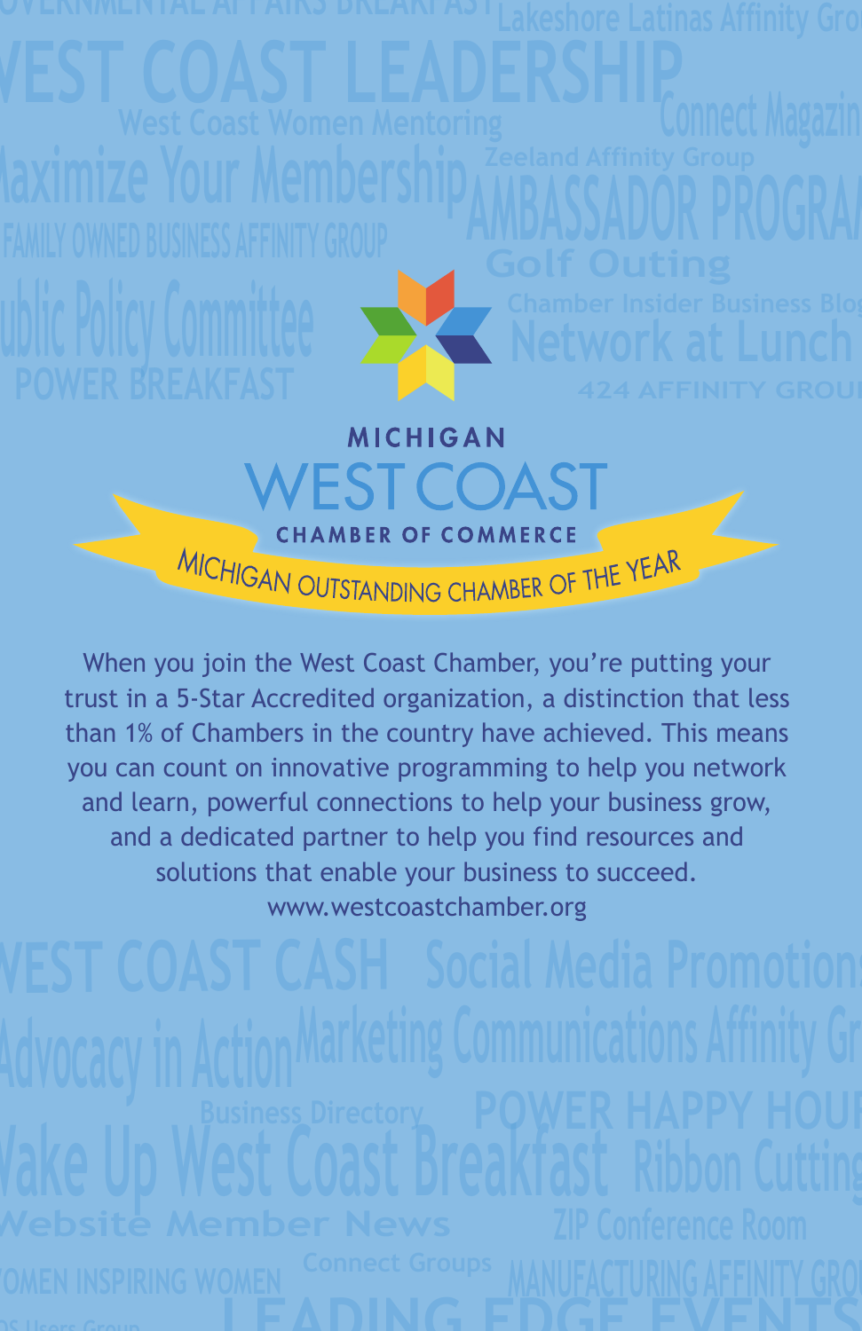MICHIGAN

# WEST COAST

CHAMBER OF COMMERCE

MICHIGAN OUTSTANDING CHAMBER OF THE YEAR

When you join the West Coast Chamber, you're putting your trust in a 5-Star Accredited organization, a distinction that less than 1% of Chambers in the country have achieved. This means you can count on innovative programming to help you network and learn, powerful connections to help your business grow, and a dedicated partner to help you find resources and solutions that enable your business to succeed.

www.westcoastchamber.org